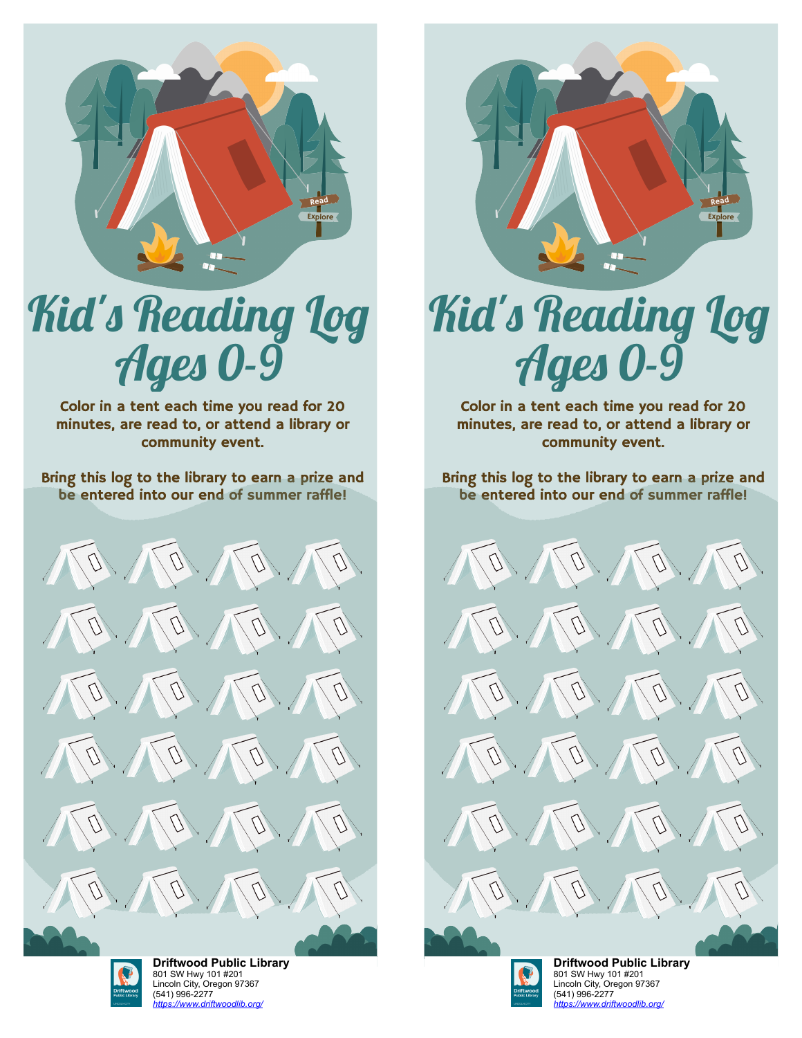# Kid's Reading Log Ages 0-9

**Color in a tent each time you read for 20 minutes, are read to, or attend a library or community event.**

**Bring this log to the library to earn a prize and be entered into our end of summer raffle!**

**Driftwood Public Library**
801 SW Hwy 101 #201
Lincoln City, Oregon 97367
(541) 996-2277
https://www.driftwoodlib.org/

# Kid's Reading Log Ages 0-9

**Color in a tent each time you read for 20 minutes, are read to, or attend a library or community event.**

**Bring this log to the library to earn a prize and be entered into our end of summer raffle!**

**Driftwood Public Library**
801 SW Hwy 101 #201
Lincoln City, Oregon 97367
(541) 996-2277
https://www.driftwoodlib.org/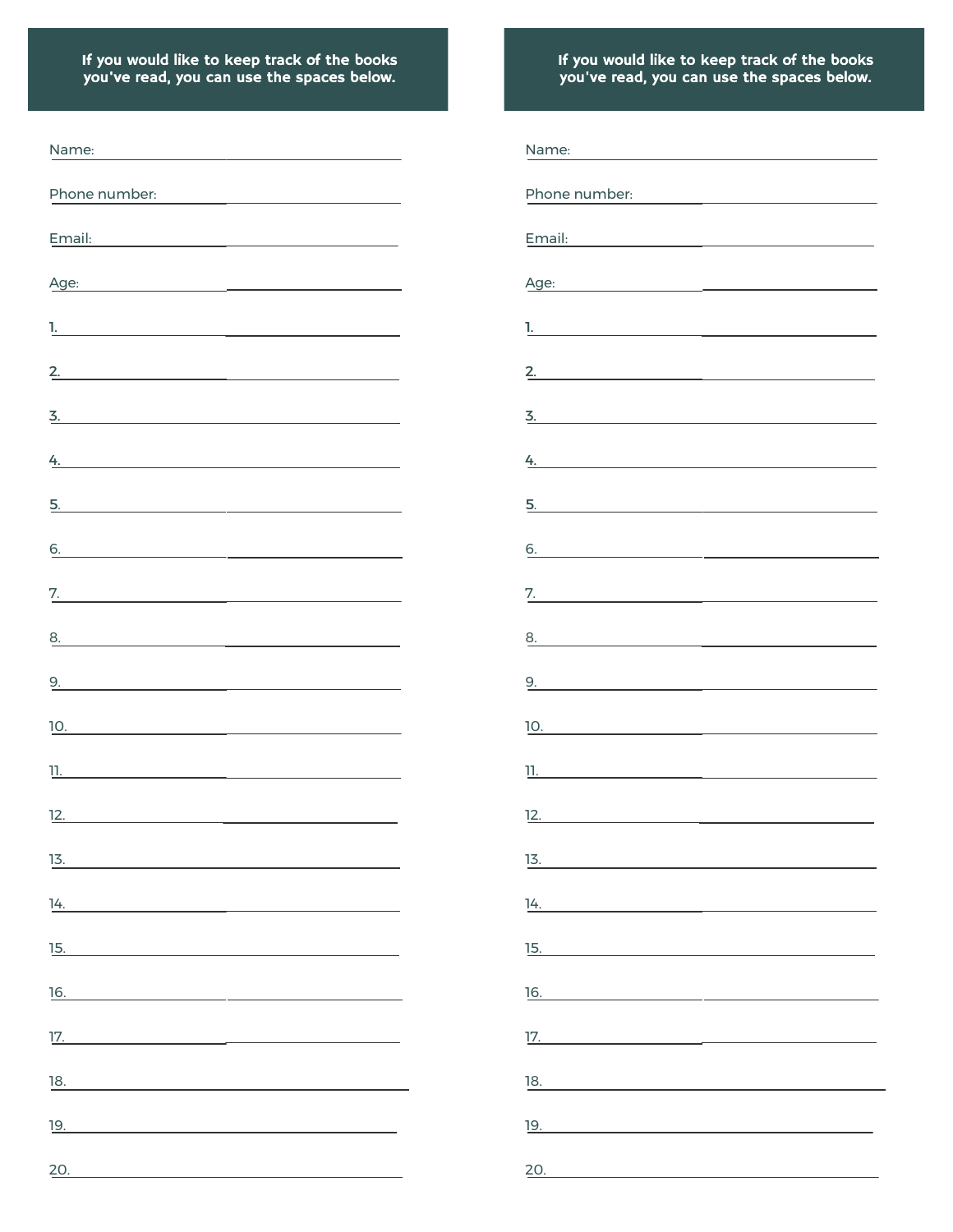**If you would like to keep track of the books you've read, you can use the spaces below.**

Name:

Phone number:

Email:

Age:

1.

2.

3.

4.

5.

6.

7.

8.

9.

10.

11.

12.

13.

14.

15.

16.

17.

18.

19.

20.

**If you would like to keep track of the books you've read, you can use the spaces below.**

Name:

Phone number:

Email:

Age:

1.

2.

3.

4.

5.

6.

7.

8.

9.

10.

11.

12.

13.

14.

15.

16.

17.

18.

19.

20.